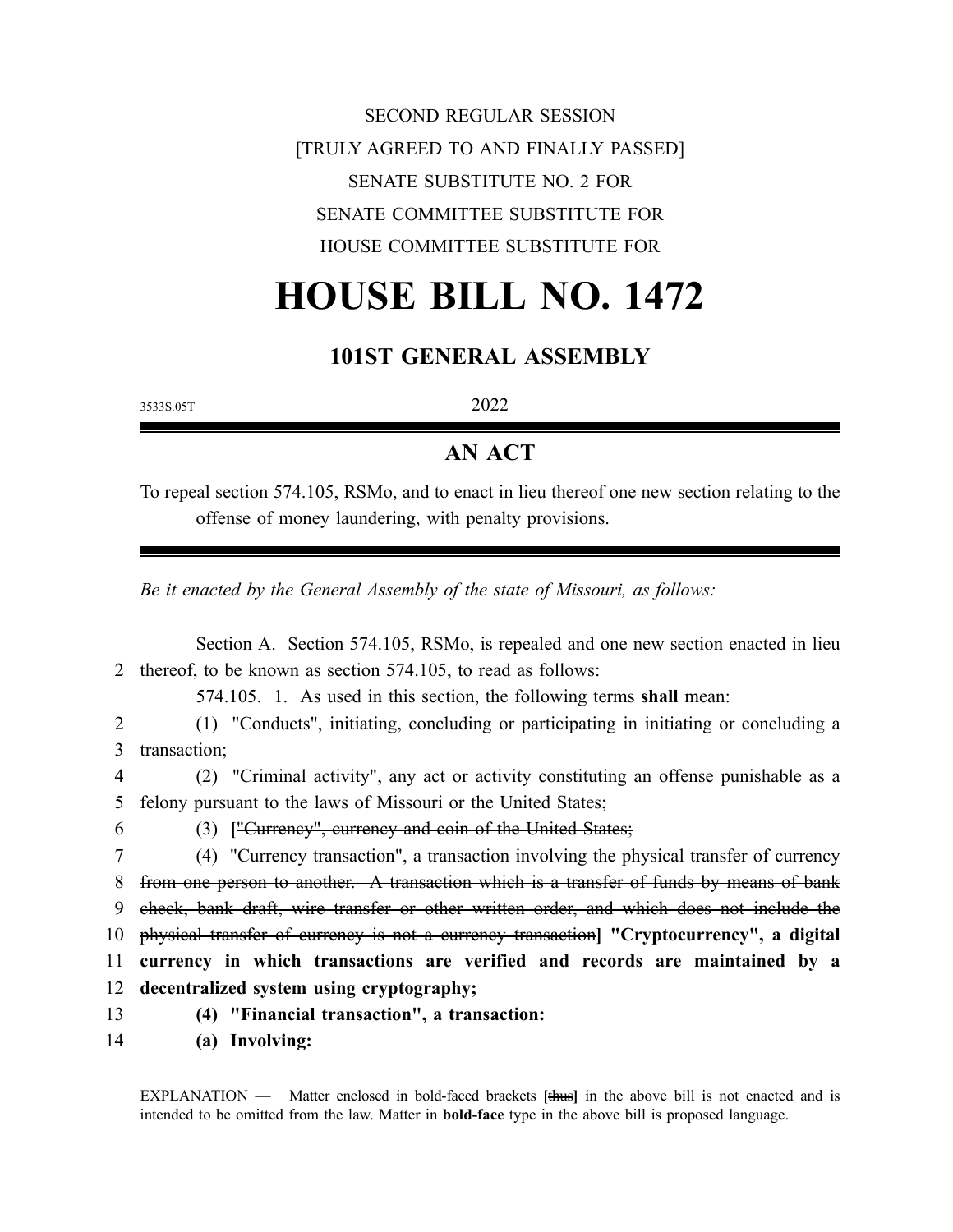SECOND REGULAR SESSION

[TRULY AGREED TO AND FINALLY PASSED]

SENATE SUBSTITUTE NO. 2 FOR

SENATE COMMITTEE SUBSTITUTE FOR

HOUSE COMMITTEE SUBSTITUTE FOR

# HOUSE BILL NO. 1472

## 101ST GENERAL ASSEMBLY

3533S.05T 2022

## AN ACT

To repeal section 574.105, RSMo, and to enact in lieu thereof one new section relating to the offense of money laundering, with penalty provisions.

*Be it enacted by the General Assembly of the state of Missouri, as follows:*

Section A. Section 574.105, RSMo, is repealed and one new section enacted in lieu thereof, to be known as section 574.105, to read as follows:

574.105. 1. As used in this section, the following terms **shall** mean:

(1) "Conducts", initiating, concluding or participating in initiating or concluding a transaction;

(2) "Criminal activity", any act or activity constituting an offense punishable as a felony pursuant to the laws of Missouri or the United States;

(3) **[**~~"Currency", currency and coin of the United States;~~

~~(4) "Currency transaction", a transaction involving the physical transfer of currency from one person to another. A transaction which is a transfer of funds by means of bank check, bank draft, wire transfer or other written order, and which does not include the physical transfer of currency is not a currency transaction~~**] "Cryptocurrency", a digital currency in which transactions are verified and records are maintained by a decentralized system using cryptography;**

**(4) "Financial transaction", a transaction:**

**(a) Involving:**

EXPLANATION — Matter enclosed in bold-faced brackets **[**~~thus~~**]** in the above bill is not enacted and is intended to be omitted from the law. Matter in **bold-face** type in the above bill is proposed language.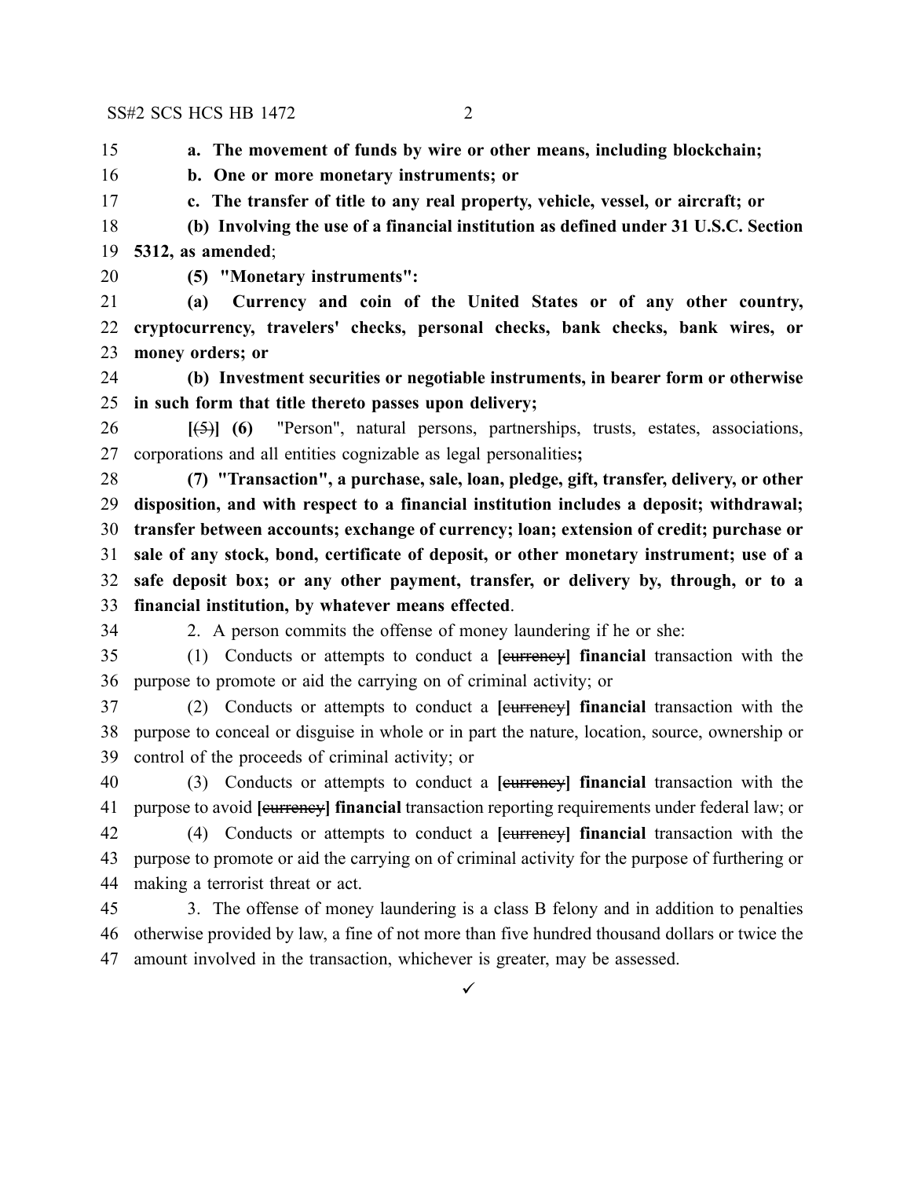**a. The movement of funds by wire or other means, including blockchain;**

**b. One or more monetary instruments; or**

**c. The transfer of title to any real property, vehicle, vessel, or aircraft; or**

**(b) Involving the use of a financial institution as defined under 31 U.S.C. Section 5312, as amended**;

**(5) "Monetary instruments":**

**(a) Currency and coin of the United States or of any other country, cryptocurrency, travelers' checks, personal checks, bank checks, bank wires, or money orders; or**

**(b) Investment securities or negotiable instruments, in bearer form or otherwise in such form that title thereto passes upon delivery;**

**[**~~(5)~~**] (6)** "Person", natural persons, partnerships, trusts, estates, associations, corporations and all entities cognizable as legal personalities**;**

**(7) "Transaction", a purchase, sale, loan, pledge, gift, transfer, delivery, or other disposition, and with respect to a financial institution includes a deposit; withdrawal; transfer between accounts; exchange of currency; loan; extension of credit; purchase or sale of any stock, bond, certificate of deposit, or other monetary instrument; use of a safe deposit box; or any other payment, transfer, or delivery by, through, or to a financial institution, by whatever means effected**.

2. A person commits the offense of money laundering if he or she:

(1) Conducts or attempts to conduct a **[**~~currency~~**] financial** transaction with the purpose to promote or aid the carrying on of criminal activity; or

(2) Conducts or attempts to conduct a **[**~~currency~~**] financial** transaction with the purpose to conceal or disguise in whole or in part the nature, location, source, ownership or control of the proceeds of criminal activity; or

(3) Conducts or attempts to conduct a **[**~~currency~~**] financial** transaction with the purpose to avoid **[**~~currency~~**] financial** transaction reporting requirements under federal law; or

(4) Conducts or attempts to conduct a **[**~~currency~~**] financial** transaction with the purpose to promote or aid the carrying on of criminal activity for the purpose of furthering or making a terrorist threat or act.

3. The offense of money laundering is a class B felony and in addition to penalties otherwise provided by law, a fine of not more than five hundred thousand dollars or twice the amount involved in the transaction, whichever is greater, may be assessed.

✓